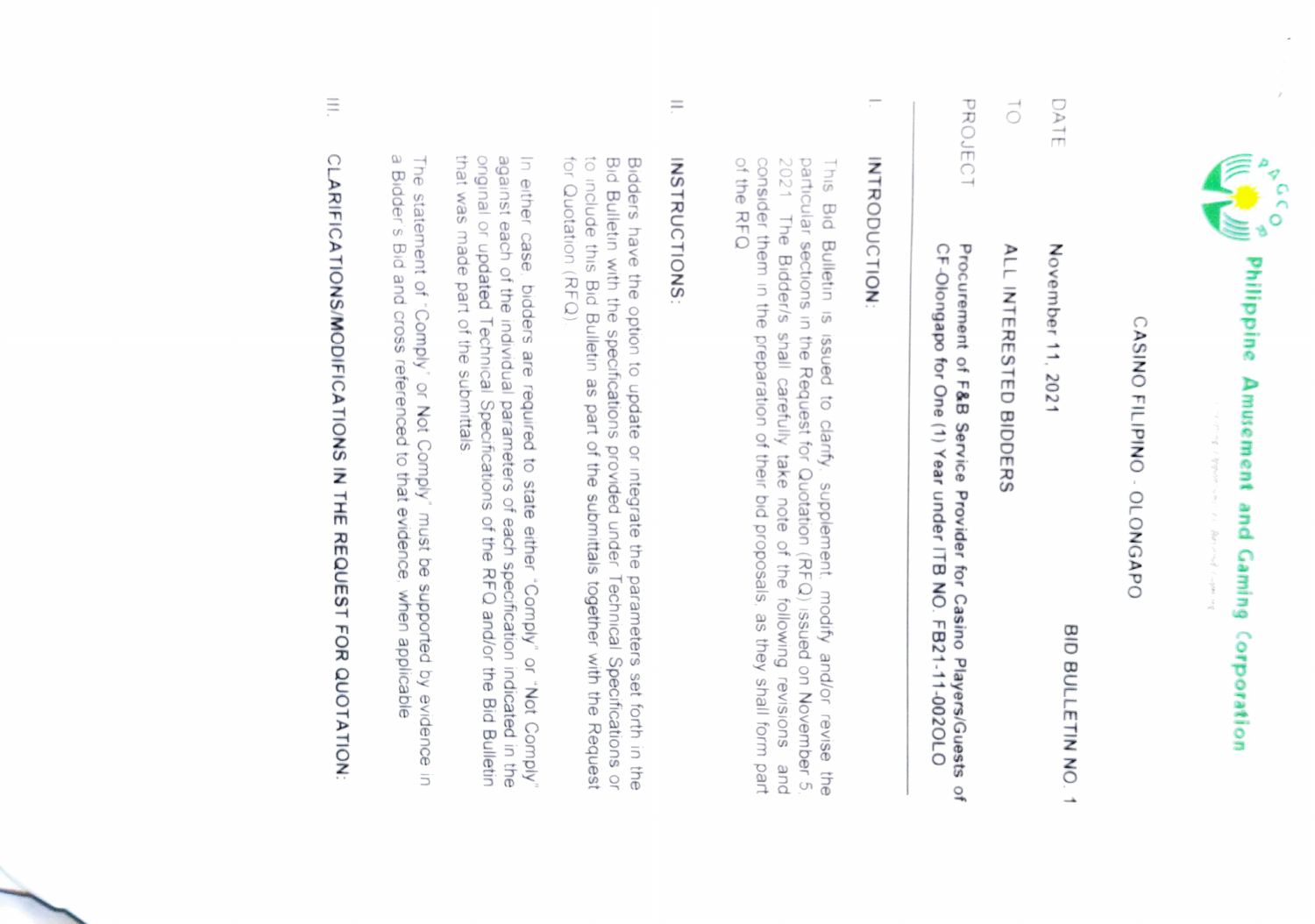**Philippine Amusement and Gaming Corporation**

CASINO FILIPINO - OLONGAPO

BID BULLETIN NO. 1

DATE : November 11, 2021

TO : ALL INTERESTED BIDDERS

PROJECT : **Procurement of F&B Service Provider for Casino Players/Guests of CF-Olongapo for One (1) Year under ITB NO. FB21-11-002OLO**

---

## I. INTRODUCTION:

This Bid Bulletin is issued to clarify, supplement, modify and/or revise the particular sections in the Request for Quotation (RFQ) issued on November 5, 2021. The Bidder/s shall carefully take note of the following revisions and consider them in the preparation of their bid proposals, as they shall form part of the RFQ.

## II. INSTRUCTIONS:

Bidders have the option to update or integrate the parameters set forth in the Bid Bulletin with the specifications provided under Technical Specifications or to include this Bid Bulletin as part of the submittals together with the Request for Quotation (RFQ).

In either case, bidders are required to state either "Comply" or "Not Comply" against each of the individual parameters of each specification indicated in the original or updated Technical Specifications of the RFQ and/or the Bid Bulletin that was made part of the submittals.

The statement of "Comply" or "Not Comply" must be supported by evidence in a Bidder's Bid and cross referenced to that evidence, when applicable.

## III. CLARIFICATIONS/MODIFICATIONS IN THE REQUEST FOR QUOTATION: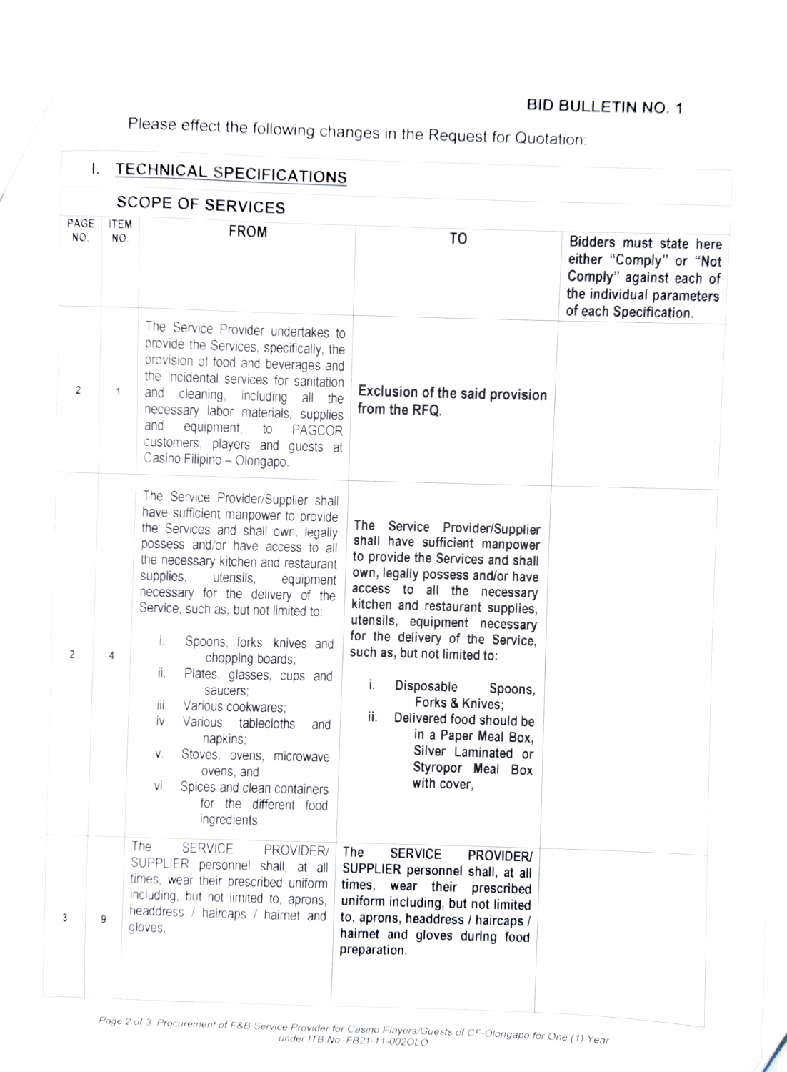**BID BULLETIN NO. 1**

Please effect the following changes in the Request for Quotation:

## I. TECHNICAL SPECIFICATIONS

### SCOPE OF SERVICES

| PAGE NO. | ITEM NO. | FROM | TO | Bidders must state here either "Comply" or "Not Comply" against each of the individual parameters of each Specification. |
|---|---|---|---|---|
| 2 | 1 | The Service Provider undertakes to provide the Services, specifically, the provision of food and beverages and the incidental services for sanitation and cleaning, including all the necessary labor materials, supplies and equipment, to PAGCOR customers, players and guests at Casino Filipino – Olongapo. | **Exclusion of the said provision from the RFQ.** | |
| 2 | 4 | The Service Provider/Supplier shall have sufficient manpower to provide the Services and shall own, legally possess and/or have access to all the necessary kitchen and restaurant supplies, utensils, equipment necessary for the delivery of the Service, such as, but not limited to:<br>i. Spoons, forks, knives and chopping boards;<br>ii. Plates, glasses, cups and saucers;<br>iii. Various cookwares;<br>iv. Various tablecloths and napkins;<br>v. Stoves, ovens, microwave ovens, and<br>vi. Spices and clean containers for the different food ingredients | **The Service Provider/Supplier shall have sufficient manpower to provide the Services and shall own, legally possess and/or have access to all the necessary kitchen and restaurant supplies, utensils, equipment necessary for the delivery of the Service, such as, but not limited to:**<br>**i. Disposable Spoons, Forks & Knives;**<br>**ii. Delivered food should be in a Paper Meal Box, Silver Laminated or Styropor Meal Box with cover,** | |
| 3 | 9 | The SERVICE PROVIDER/ SUPPLIER personnel shall, at all times, wear their prescribed uniform including, but not limited to, aprons, headdress / haircaps / hairnet and gloves. | **The SERVICE PROVIDER/ SUPPLIER personnel shall, at all times, wear their prescribed uniform including, but not limited to, aprons, headdress / haircaps / hairnet and gloves during food preparation.** | |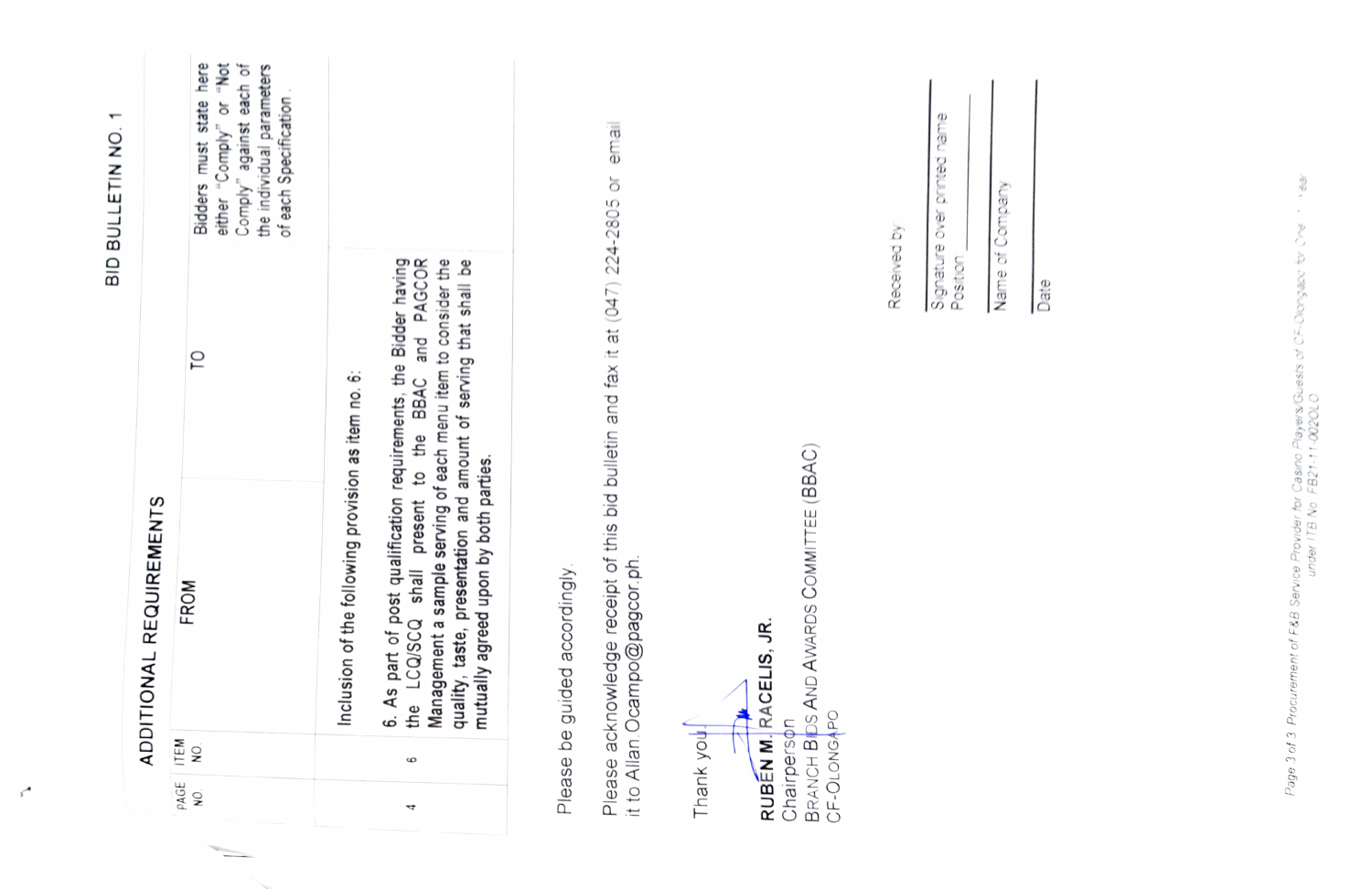BID BULLETIN NO. 1

## ADDITIONAL REQUIREMENTS

| PAGE NO | ITEM NO | FROM | TO |
|---|---|---|---|
| | | | Bidders must state here either "Comply" or "Not Comply" against each of the individual parameters of each Specification. |
| 4 | 6 | | Inclusion of the following provision as item no. 6:<br><br>6. As part of post qualification requirements, the Bidder having the LCQ/SCQ shall present to the BBAC and PAGCOR Management a sample serving of each menu item to consider the quality, taste, presentation and amount of serving that shall be mutually agreed upon by both parties. |

Please be guided accordingly.

Please acknowledge receipt of this bid bulletin and fax it at (047) 224-2805 or email it to Allan.Ocampo@pagcor.ph.

Thank you.

**RUBEN M. RACELIS, JR.**
Chairperson
BRANCH BIDS AND AWARDS COMMITTEE (BBAC)
CF-OLONGAPO

Received by:

_______________________
Signature over printed name
Position

_______________________
Name of Company

_______________________
Date